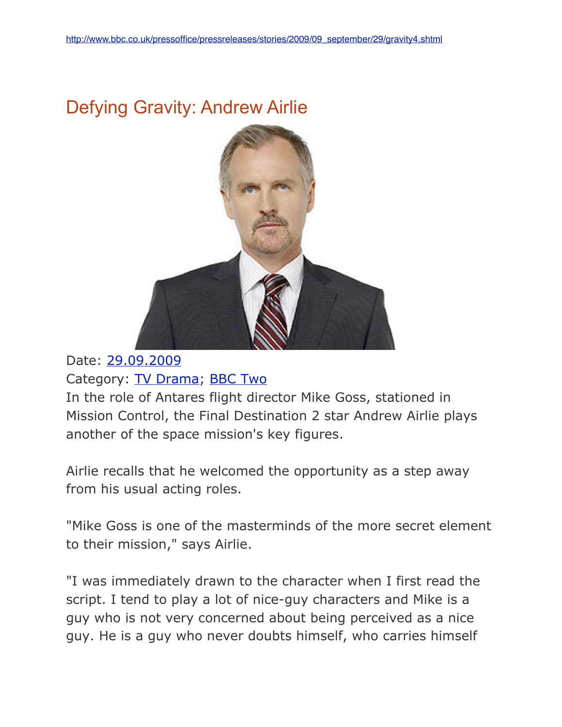http://www.bbc.co.uk/pressoffice/pressreleases/stories/2009/09_september/29/gravity4.shtml

# Defying Gravity: Andrew Airlie

Date: 29.09.2009
Category: TV Drama; BBC Two

In the role of Antares flight director Mike Goss, stationed in Mission Control, the Final Destination 2 star Andrew Airlie plays another of the space mission's key figures.

Airlie recalls that he welcomed the opportunity as a step away from his usual acting roles.

"Mike Goss is one of the masterminds of the more secret element to their mission," says Airlie.

"I was immediately drawn to the character when I first read the script. I tend to play a lot of nice-guy characters and Mike is a guy who is not very concerned about being perceived as a nice guy. He is a guy who never doubts himself, who carries himself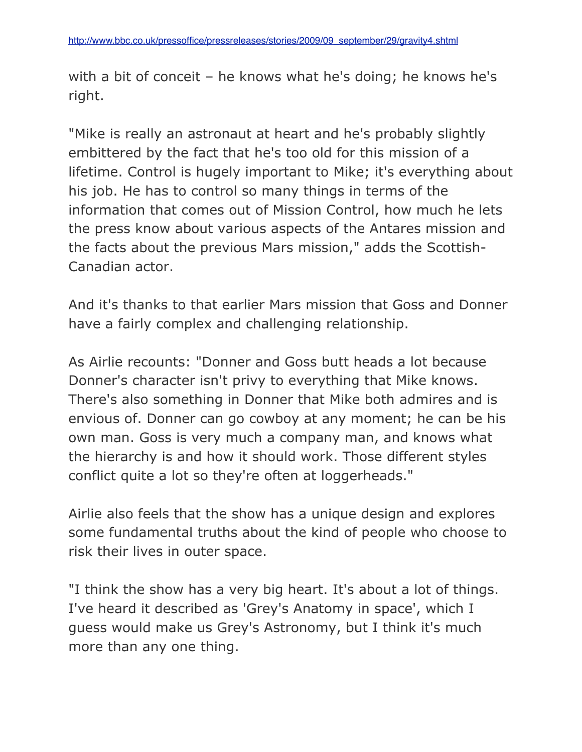with a bit of conceit – he knows what he's doing; he knows he's right.

"Mike is really an astronaut at heart and he's probably slightly embittered by the fact that he's too old for this mission of a lifetime. Control is hugely important to Mike; it's everything about his job. He has to control so many things in terms of the information that comes out of Mission Control, how much he lets the press know about various aspects of the Antares mission and the facts about the previous Mars mission," adds the Scottish-Canadian actor.

And it's thanks to that earlier Mars mission that Goss and Donner have a fairly complex and challenging relationship.

As Airlie recounts: "Donner and Goss butt heads a lot because Donner's character isn't privy to everything that Mike knows. There's also something in Donner that Mike both admires and is envious of. Donner can go cowboy at any moment; he can be his own man. Goss is very much a company man, and knows what the hierarchy is and how it should work. Those different styles conflict quite a lot so they're often at loggerheads."

Airlie also feels that the show has a unique design and explores some fundamental truths about the kind of people who choose to risk their lives in outer space.

"I think the show has a very big heart. It's about a lot of things. I've heard it described as 'Grey's Anatomy in space', which I guess would make us Grey's Astronomy, but I think it's much more than any one thing.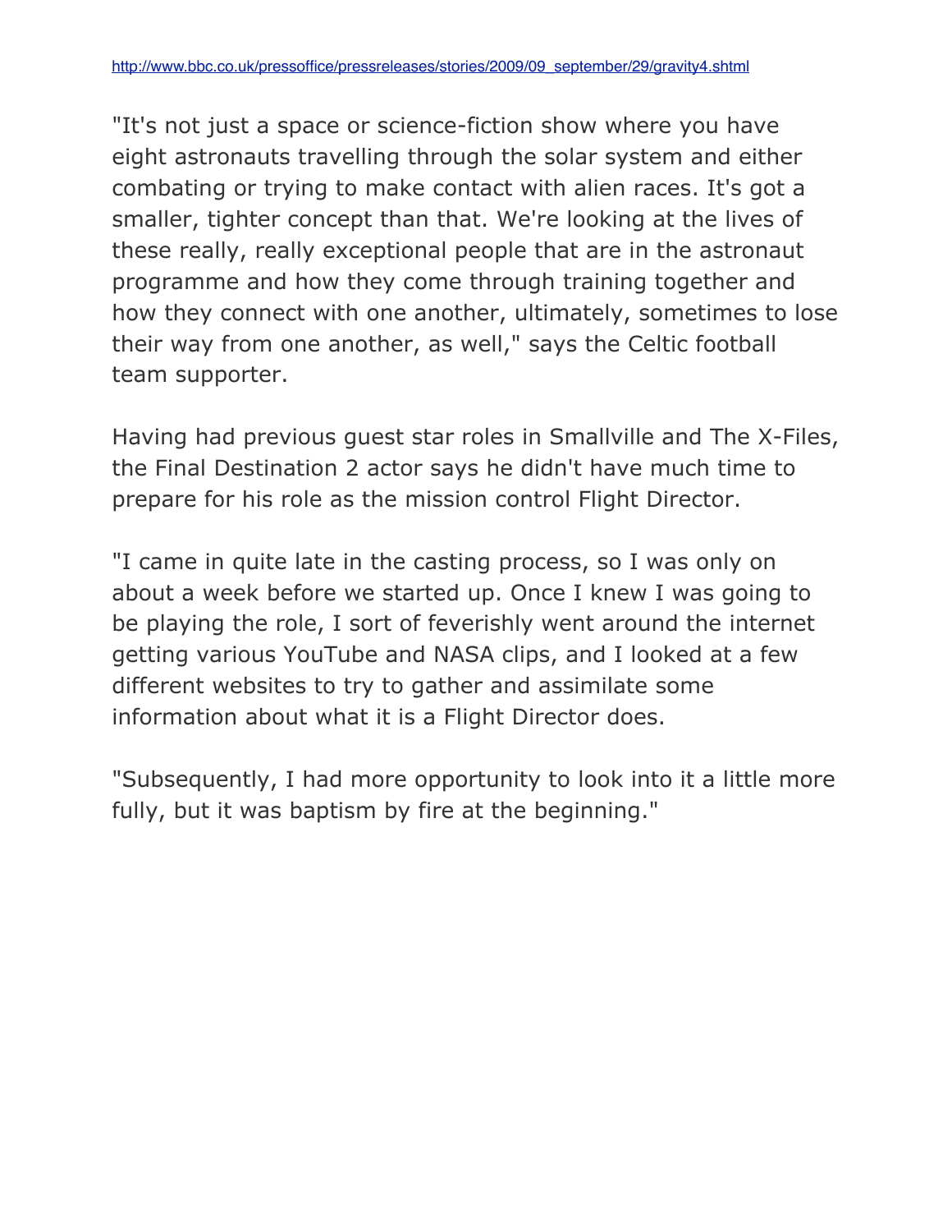http://www.bbc.co.uk/pressoffice/pressreleases/stories/2009/09_september/29/gravity4.shtml

"It's not just a space or science-fiction show where you have eight astronauts travelling through the solar system and either combating or trying to make contact with alien races. It's got a smaller, tighter concept than that. We're looking at the lives of these really, really exceptional people that are in the astronaut programme and how they come through training together and how they connect with one another, ultimately, sometimes to lose their way from one another, as well," says the Celtic football team supporter.

Having had previous guest star roles in Smallville and The X-Files, the Final Destination 2 actor says he didn't have much time to prepare for his role as the mission control Flight Director.

"I came in quite late in the casting process, so I was only on about a week before we started up. Once I knew I was going to be playing the role, I sort of feverishly went around the internet getting various YouTube and NASA clips, and I looked at a few different websites to try to gather and assimilate some information about what it is a Flight Director does.

"Subsequently, I had more opportunity to look into it a little more fully, but it was baptism by fire at the beginning."